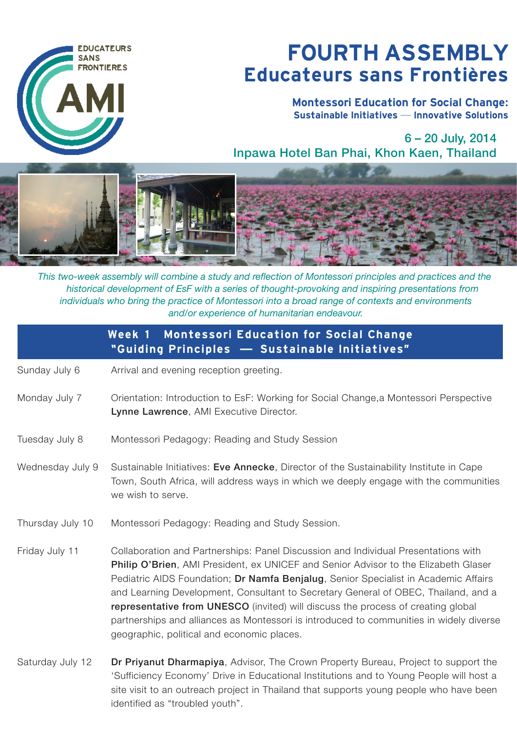EDUCATEURS SANS FRONTIERES

AMI

# FOURTH ASSEMBLY

## Educateurs sans Frontières

**Montessori Education for Social Change:**
**Sustainable Initiatives — Innovative Solutions**

6 – 20 July, 2014
Inpawa Hotel Ban Phai, Khon Kaen, Thailand

*This two-week assembly will combine a study and reflection of Montessori principles and practices and the historical development of EsF with a series of thought-provoking and inspiring presentations from individuals who bring the practice of Montessori into a broad range of contexts and environments and/or experience of humanitarian endeavour.*

## Week 1 Montessori Education for Social Change "Guiding Principles — Sustainable Initiatives"

| | |
|---|---|
| Sunday July 6 | Arrival and evening reception greeting. |
| Monday July 7 | Orientation: Introduction to EsF: Working for Social Change,a Montessori Perspective **Lynne Lawrence**, AMI Executive Director. |
| Tuesday July 8 | Montessori Pedagogy: Reading and Study Session |
| Wednesday July 9 | Sustainable Initiatives: **Eve Annecke**, Director of the Sustainability Institute in Cape Town, South Africa, will address ways in which we deeply engage with the communities we wish to serve. |
| Thursday July 10 | Montessori Pedagogy: Reading and Study Session. |
| Friday July 11 | Collaboration and Partnerships: Panel Discussion and Individual Presentations with **Philip O'Brien**, AMI President, ex UNICEF and Senior Advisor to the Elizabeth Glaser Pediatric AIDS Foundation; **Dr Namfa Benjalug**, Senior Specialist in Academic Affairs and Learning Development, Consultant to Secretary General of OBEC, Thailand, and a **representative from UNESCO** (invited) will discuss the process of creating global partnerships and alliances as Montessori is introduced to communities in widely diverse geographic, political and economic places. |
| Saturday July 12 | **Dr Priyanut Dharmapiya**, Advisor, The Crown Property Bureau, Project to support the 'Sufficiency Economy' Drive in Educational Institutions and to Young People will host a site visit to an outreach project in Thailand that supports young people who have been identified as "troubled youth". |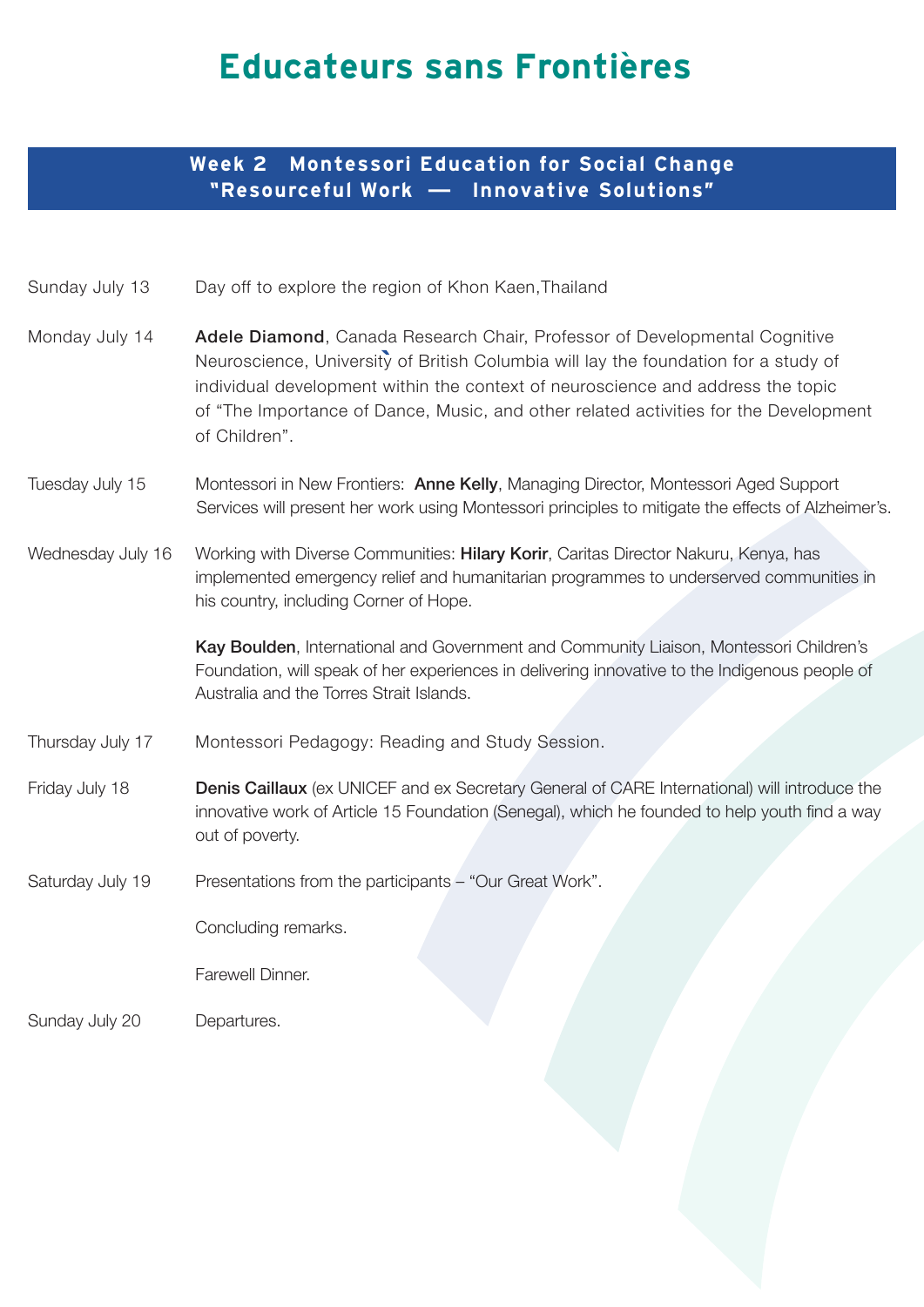# Educateurs sans Frontières

## Week 2 Montessori Education for Social Change "Resourceful Work — Innovative Solutions"

| | |
|---|---|
| Sunday July 13 | Day off to explore the region of Khon Kaen,Thailand |
| Monday July 14 | **Adele Diamond**, Canada Research Chair, Professor of Developmental Cognitive Neuroscience, University of British Columbia will lay the foundation for a study of individual development within the context of neuroscience and address the topic of "The Importance of Dance, Music, and other related activities for the Development of Children". |
| Tuesday July 15 | Montessori in New Frontiers: **Anne Kelly**, Managing Director, Montessori Aged Support Services will present her work using Montessori principles to mitigate the effects of Alzheimer's. |
| Wednesday July 16 | Working with Diverse Communities: **Hilary Korir**, Caritas Director Nakuru, Kenya, has implemented emergency relief and humanitarian programmes to underserved communities in his country, including Corner of Hope. |
| | **Kay Boulden**, International and Government and Community Liaison, Montessori Children's Foundation, will speak of her experiences in delivering innovative to the Indigenous people of Australia and the Torres Strait Islands. |
| Thursday July 17 | Montessori Pedagogy: Reading and Study Session. |
| Friday July 18 | **Denis Caillaux** (ex UNICEF and ex Secretary General of CARE International) will introduce the innovative work of Article 15 Foundation (Senegal), which he founded to help youth find a way out of poverty. |
| Saturday July 19 | Presentations from the participants – "Our Great Work". |
| | Concluding remarks. |
| | Farewell Dinner. |
| Sunday July 20 | Departures. |